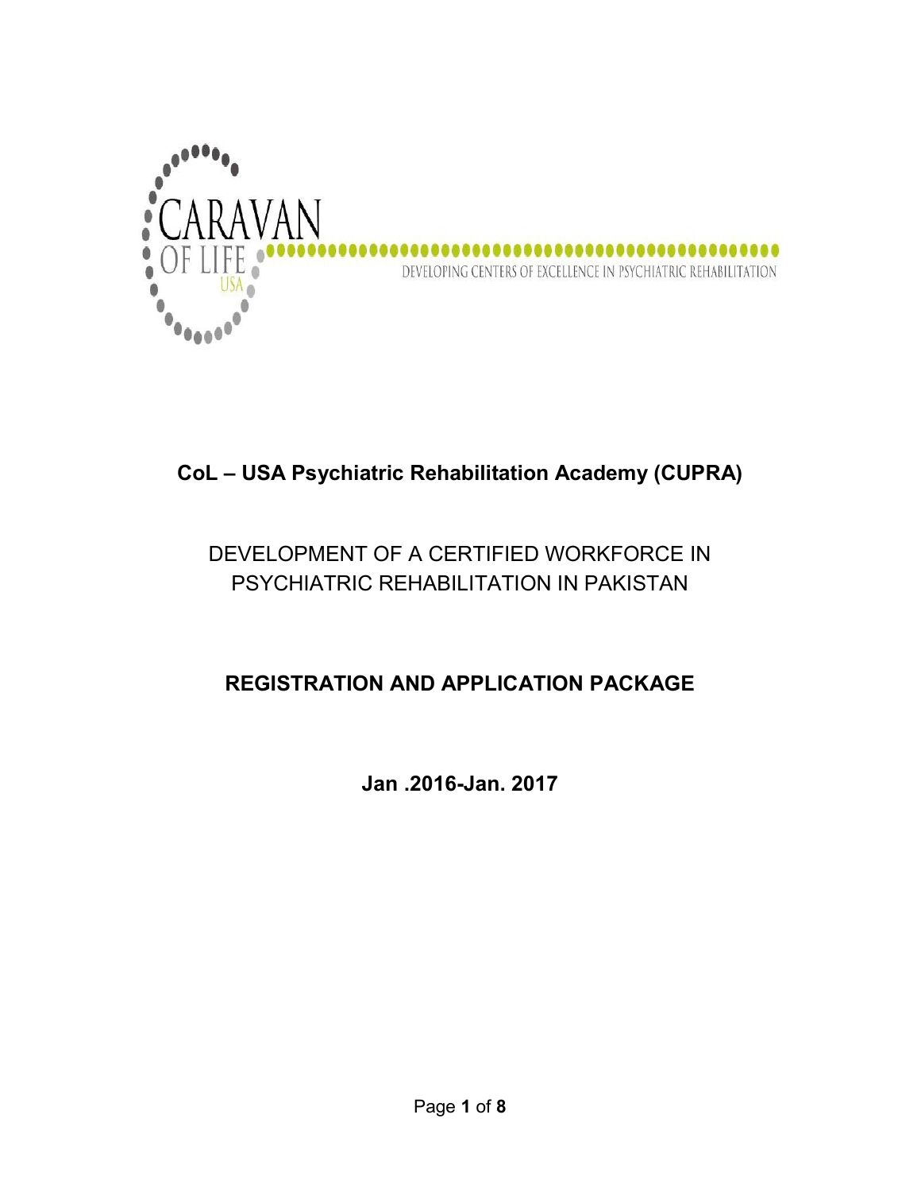CARAVAN OF LIFE USA

DEVELOPING CENTERS OF EXCELLENCE IN PSYCHIATRIC REHABILITATION

# CoL – USA Psychiatric Rehabilitation Academy (CUPRA)

## DEVELOPMENT OF A CERTIFIED WORKFORCE IN PSYCHIATRIC REHABILITATION IN PAKISTAN

## REGISTRATION AND APPLICATION PACKAGE

**Jan .2016-Jan. 2017**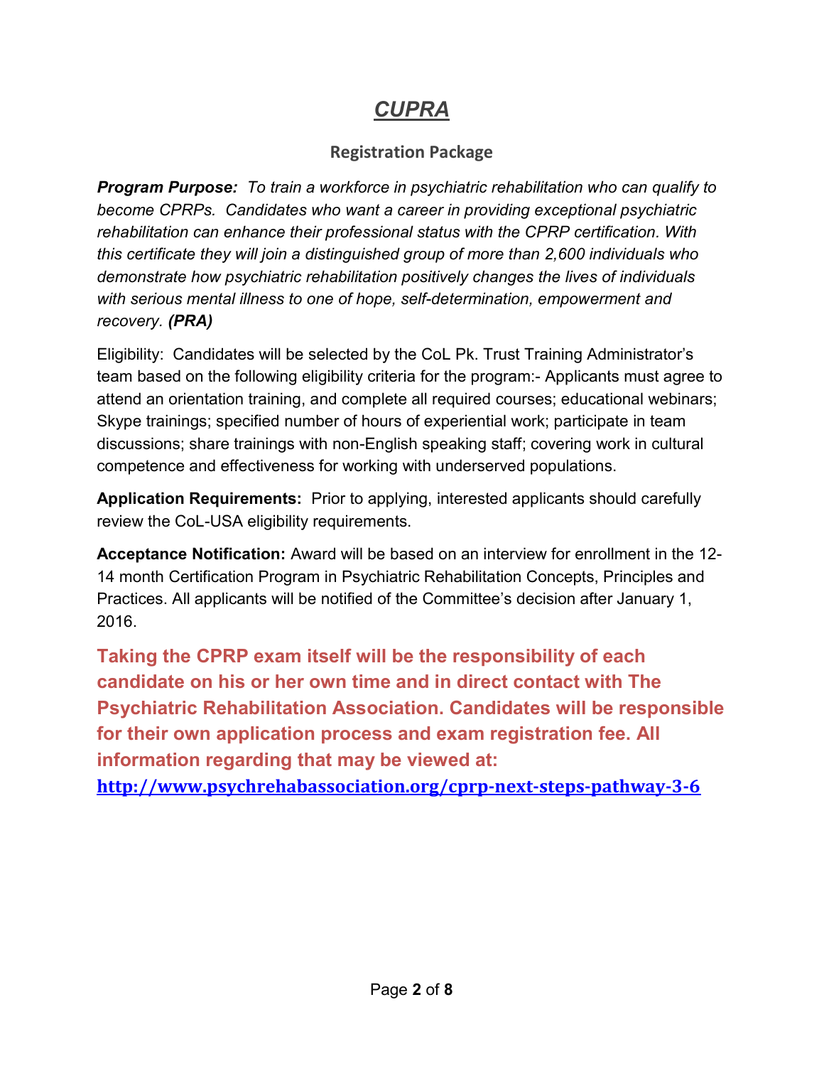# *CUPRA*

## Registration Package

***Program Purpose:*** *To train a workforce in psychiatric rehabilitation who can qualify to become CPRPs. Candidates who want a career in providing exceptional psychiatric rehabilitation can enhance their professional status with the CPRP certification. With this certificate they will join a distinguished group of more than 2,600 individuals who demonstrate how psychiatric rehabilitation positively changes the lives of individuals with serious mental illness to one of hope, self-determination, empowerment and recovery.* ***(PRA)***

Eligibility: Candidates will be selected by the CoL Pk. Trust Training Administrator's team based on the following eligibility criteria for the program:- Applicants must agree to attend an orientation training, and complete all required courses; educational webinars; Skype trainings; specified number of hours of experiential work; participate in team discussions; share trainings with non-English speaking staff; covering work in cultural competence and effectiveness for working with underserved populations.

**Application Requirements:** Prior to applying, interested applicants should carefully review the CoL-USA eligibility requirements.

**Acceptance Notification:** Award will be based on an interview for enrollment in the 12-14 month Certification Program in Psychiatric Rehabilitation Concepts, Principles and Practices. All applicants will be notified of the Committee's decision after January 1, 2016.

**Taking the CPRP exam itself will be the responsibility of each candidate on his or her own time and in direct contact with The Psychiatric Rehabilitation Association. Candidates will be responsible for their own application process and exam registration fee. All information regarding that may be viewed at:**
**[http://www.psychrehabassociation.org/cprp-next-steps-pathway-3-6](http://www.psychrehabassociation.org/cprp-next-steps-pathway-3-6)**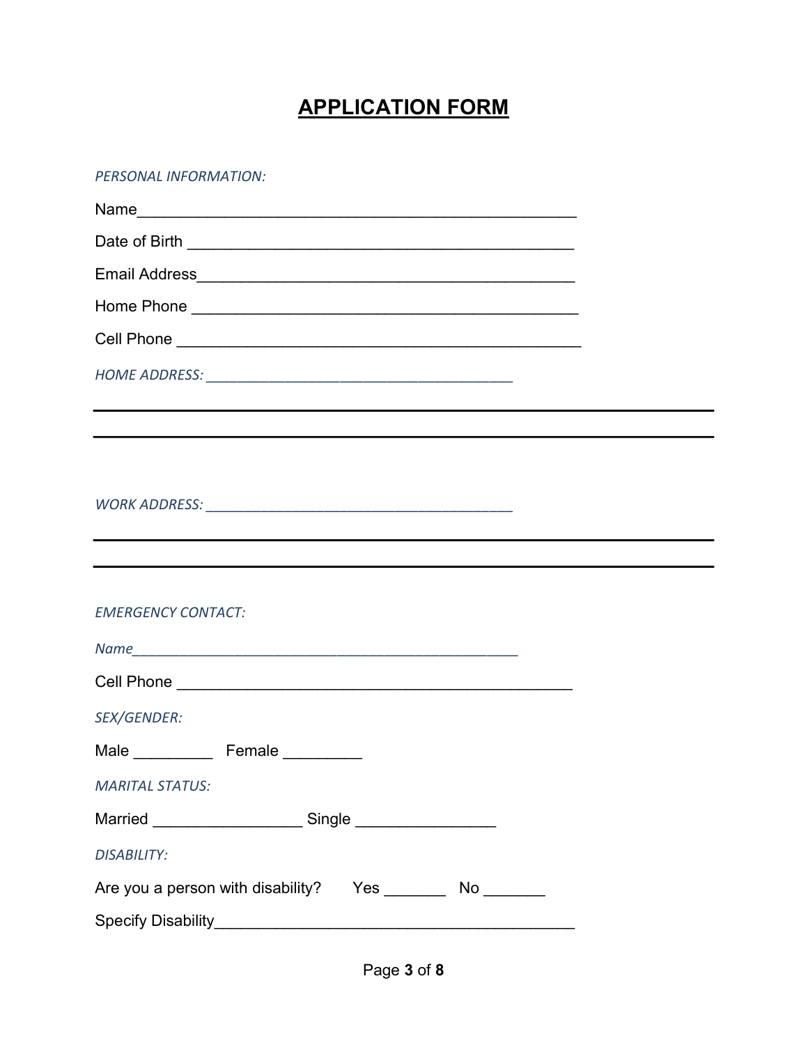# APPLICATION FORM

*PERSONAL INFORMATION:*

Name_____________________________________________________

Date of Birth _______________________________________________

Email Address_______________________________________________

Home Phone ________________________________________________

Cell Phone __________________________________________________

*HOME ADDRESS:* ________________________________________

_____________________________________________________________________

_____________________________________________________________________

*WORK ADDRESS:* ________________________________________

_____________________________________________________________________

_____________________________________________________________________

*EMERGENCY CONTACT:*

*Name*_____________________________________________________

Cell Phone _________________________________________________

*SEX/GENDER:*

Male _________ Female _________

*MARITAL STATUS:*

Married _________________ Single ________________

*DISABILITY:*

Are you a person with disability? Yes _______ No _______

Specify Disability_________________________________________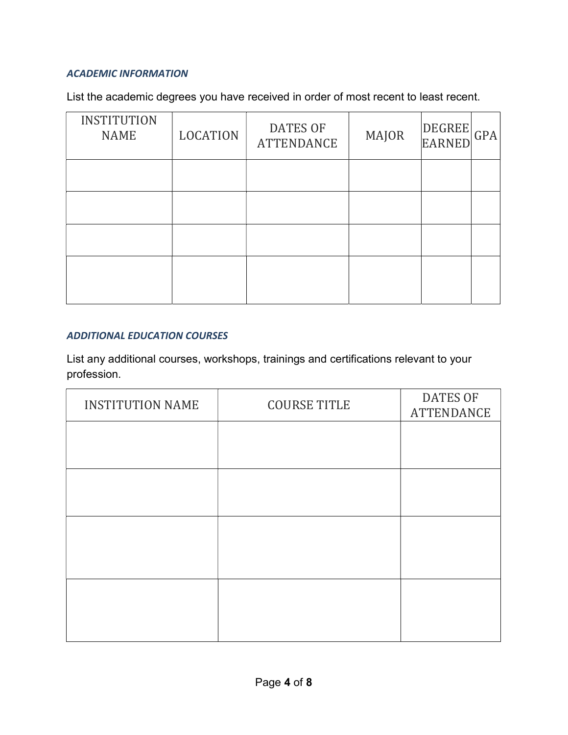### *ACADEMIC INFORMATION*

List the academic degrees you have received in order of most recent to least recent.

| INSTITUTION NAME | LOCATION | DATES OF ATTENDANCE | MAJOR | DEGREE EARNED | GPA |
|---|---|---|---|---|---|
| | | | | | |
| | | | | | |
| | | | | | |
| | | | | | |

### *ADDITIONAL EDUCATION COURSES*

List any additional courses, workshops, trainings and certifications relevant to your profession.

| INSTITUTION NAME | COURSE TITLE | DATES OF ATTENDANCE |
|---|---|---|
| | | |
| | | |
| | | |
| | | |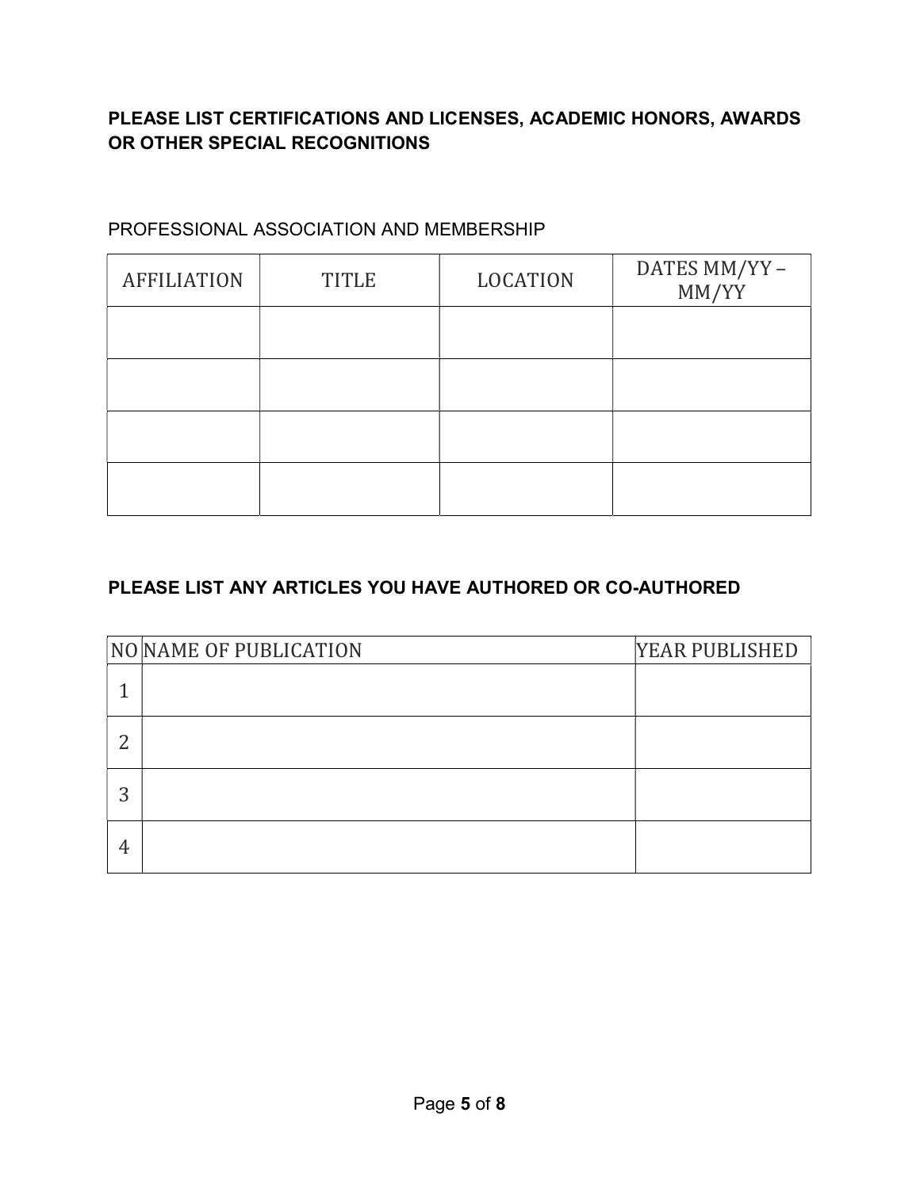**PLEASE LIST CERTIFICATIONS AND LICENSES, ACADEMIC HONORS, AWARDS OR OTHER SPECIAL RECOGNITIONS**

PROFESSIONAL ASSOCIATION AND MEMBERSHIP

| AFFILIATION | TITLE | LOCATION | DATES MM/YY – MM/YY |
|---|---|---|---|
| | | | |
| | | | |
| | | | |
| | | | |

**PLEASE LIST ANY ARTICLES YOU HAVE AUTHORED OR CO-AUTHORED**

| NO | NAME OF PUBLICATION | YEAR PUBLISHED |
|---|---|---|
| 1 | | |
| 2 | | |
| 3 | | |
| 4 | | |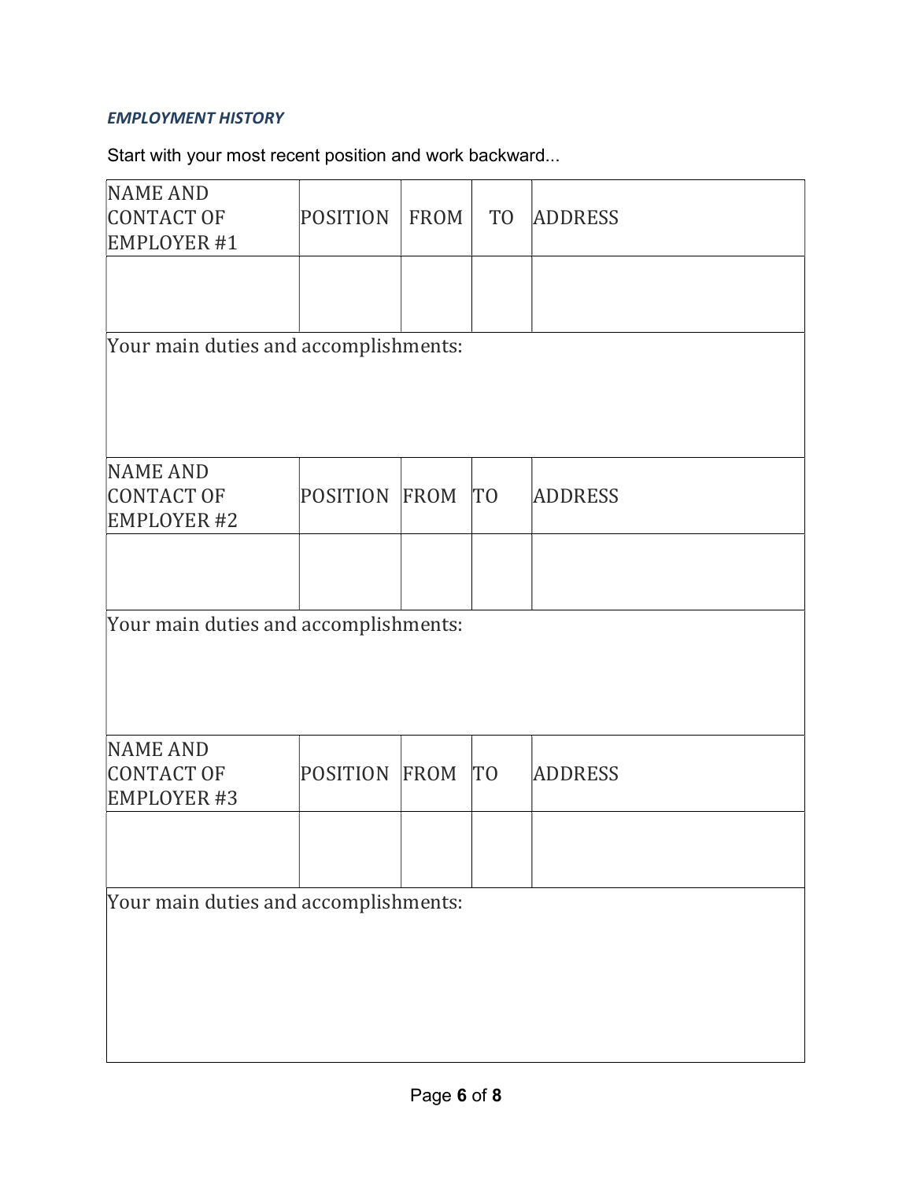***EMPLOYMENT HISTORY***

Start with your most recent position and work backward...

| NAME AND CONTACT OF EMPLOYER #1 | POSITION | FROM | TO | ADDRESS |
|---|---|---|---|---|
| | | | | |
| Your main duties and accomplishments: | | | | |
| NAME AND CONTACT OF EMPLOYER #2 | POSITION | FROM | TO | ADDRESS |
| | | | | |
| Your main duties and accomplishments: | | | | |
| NAME AND CONTACT OF EMPLOYER #3 | POSITION | FROM | TO | ADDRESS |
| | | | | |
| Your main duties and accomplishments: | | | | |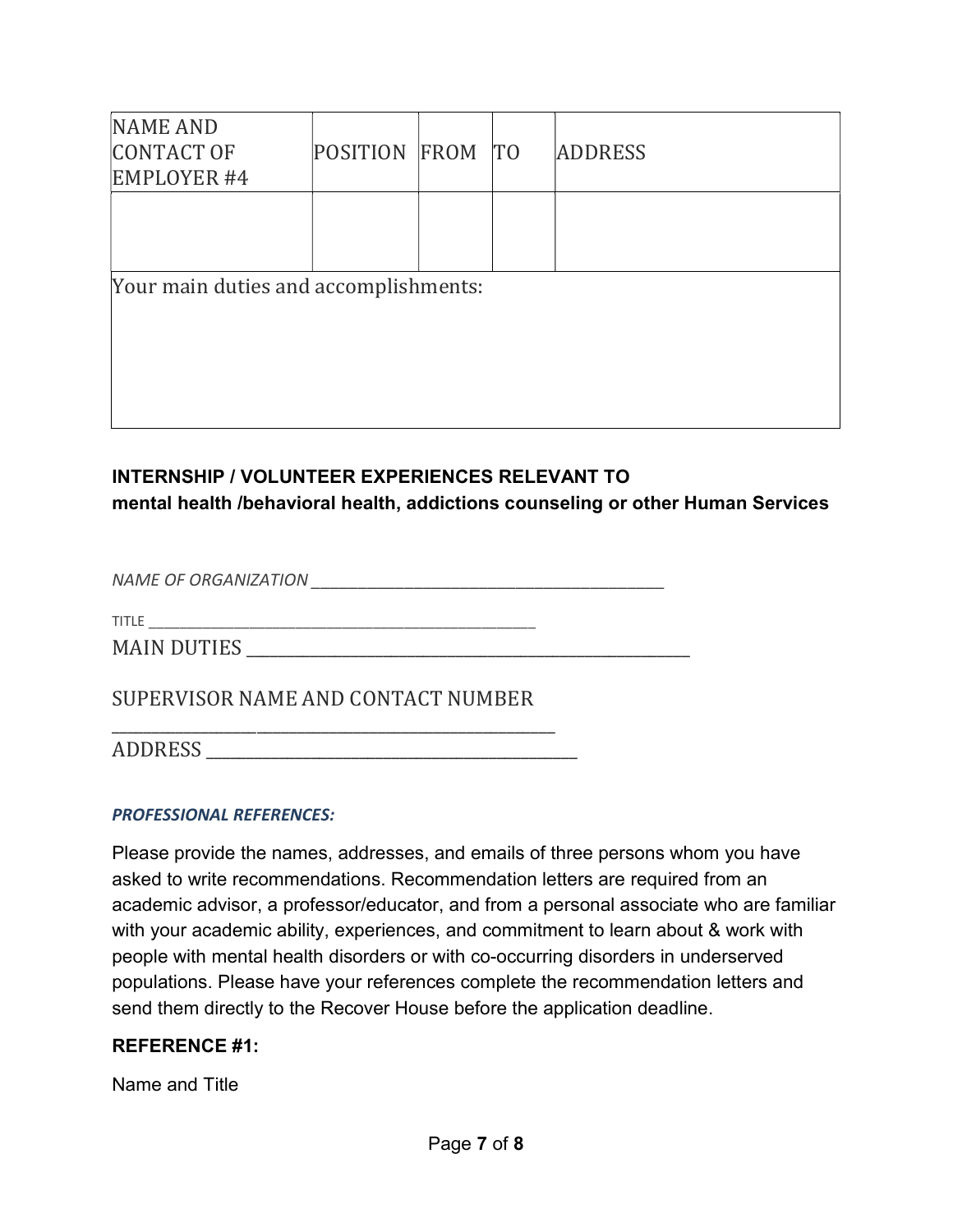| NAME AND CONTACT OF EMPLOYER #4 | POSITION | FROM | TO | ADDRESS |
|---|---|---|---|---|
| | | | | |
| Your main duties and accomplishments: | | | | |

**INTERNSHIP / VOLUNTEER EXPERIENCES RELEVANT TO**
**mental health /behavioral health, addictions counseling or other Human Services**

*NAME OF ORGANIZATION* ________________________________________

TITLE ________________________________________________

MAIN DUTIES __________________________________________________

SUPERVISOR NAME AND CONTACT NUMBER

_____________________________________________________

ADDRESS __________________________________________

***PROFESSIONAL REFERENCES:***

Please provide the names, addresses, and emails of three persons whom you have asked to write recommendations. Recommendation letters are required from an academic advisor, a professor/educator, and from a personal associate who are familiar with your academic ability, experiences, and commitment to learn about & work with people with mental health disorders or with co-occurring disorders in underserved populations. Please have your references complete the recommendation letters and send them directly to the Recover House before the application deadline.

**REFERENCE #1:**

Name and Title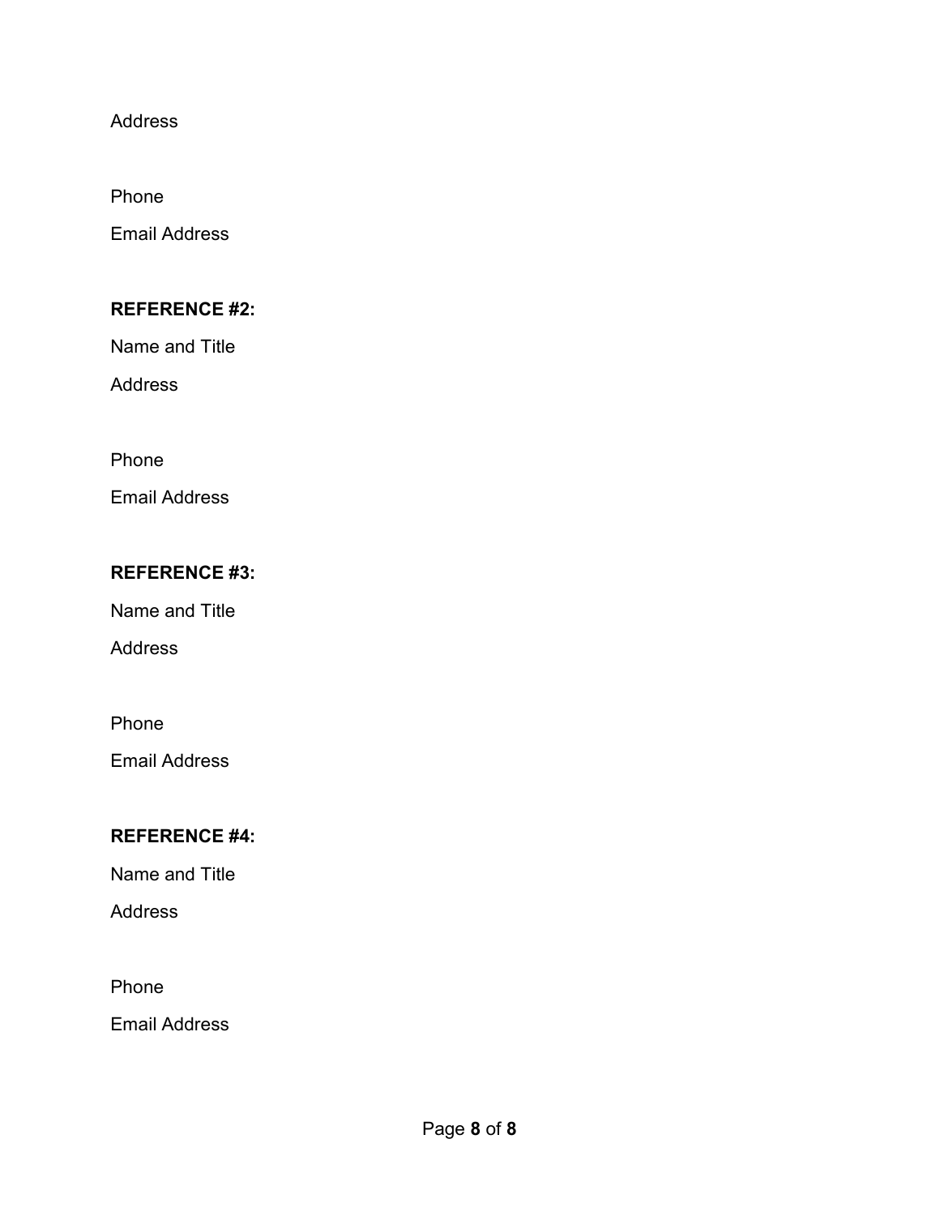Address

Phone

Email Address

**REFERENCE #2:**

Name and Title

Address

Phone

Email Address

**REFERENCE #3:**

Name and Title

Address

Phone

Email Address

**REFERENCE #4:**

Name and Title

Address

Phone

Email Address